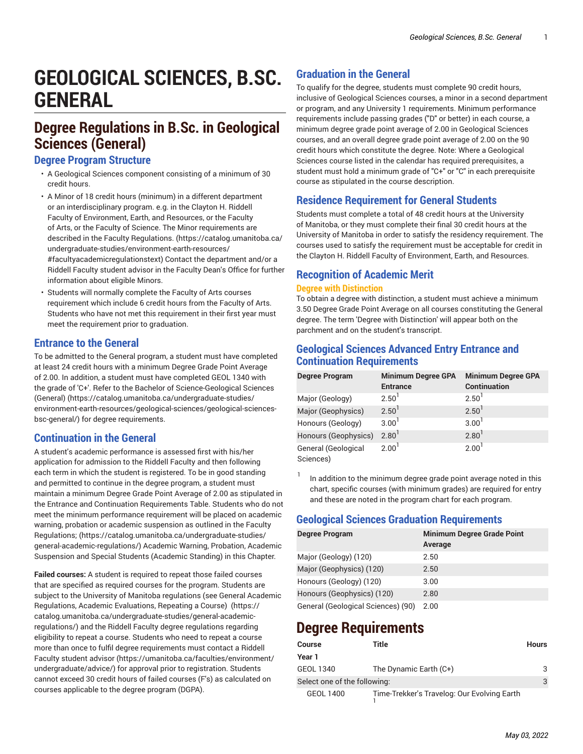# GEOLOGICAL SCIENCES, B.SC. GENERAL

## Degree Regulations in B.Sc. in Geological Sciences (General)

### Degree Program Structure

- A Geological Sciences component consisting of a minimum of 30 credit hours.
- A Minor of 18 credit hours (minimum) in a different department or an interdisciplinary program. e.g. in the Clayton H. Riddell Faculty of Environment, Earth, and Resources, or the Faculty of Arts, or the Faculty of Science. The Minor requirements are described in the Faculty Regulations. (https://catalog.umanitoba.ca/undergraduate-studies/environment-earth-resources/#facultyacademicregulationstext) Contact the department and/or a Riddell Faculty student advisor in the Faculty Dean's Office for further information about eligible Minors.
- Students will normally complete the Faculty of Arts courses requirement which include 6 credit hours from the Faculty of Arts. Students who have not met this requirement in their first year must meet the requirement prior to graduation.

### Entrance to the General

To be admitted to the General program, a student must have completed at least 24 credit hours with a minimum Degree Grade Point Average of 2.00. In addition, a student must have completed GEOL 1340 with the grade of 'C+'. Refer to the Bachelor of Science-Geological Sciences (General) (https://catalog.umanitoba.ca/undergraduate-studies/environment-earth-resources/geological-sciences/geological-sciences-bsc-general/) for degree requirements.

### Continuation in the General

A student's academic performance is assessed first with his/her application for admission to the Riddell Faculty and then following each term in which the student is registered. To be in good standing and permitted to continue in the degree program, a student must maintain a minimum Degree Grade Point Average of 2.00 as stipulated in the Entrance and Continuation Requirements Table. Students who do not meet the minimum performance requirement will be placed on academic warning, probation or academic suspension as outlined in the Faculty Regulations; (https://catalog.umanitoba.ca/undergraduate-studies/general-academic-regulations/) Academic Warning, Probation, Academic Suspension and Special Students (Academic Standing) in this Chapter.

**Failed courses:** A student is required to repeat those failed courses that are specified as required courses for the program. Students are subject to the University of Manitoba regulations (see General Academic Regulations, Academic Evaluations, Repeating a Course) (https://catalog.umanitoba.ca/undergraduate-studies/general-academic-regulations/) and the Riddell Faculty degree regulations regarding eligibility to repeat a course. Students who need to repeat a course more than once to fulfil degree requirements must contact a Riddell Faculty student advisor (https://umanitoba.ca/faculties/environment/undergraduate/advice/) for approval prior to registration. Students cannot exceed 30 credit hours of failed courses (F's) as calculated on courses applicable to the degree program (DGPA).

### Graduation in the General

To qualify for the degree, students must complete 90 credit hours, inclusive of Geological Sciences courses, a minor in a second department or program, and any University 1 requirements. Minimum performance requirements include passing grades ("D" or better) in each course, a minimum degree grade point average of 2.00 in Geological Sciences courses, and an overall degree grade point average of 2.00 on the 90 credit hours which constitute the degree. Note: Where a Geological Sciences course listed in the calendar has required prerequisites, a student must hold a minimum grade of "C+" or "C" in each prerequisite course as stipulated in the course description.

### Residence Requirement for General Students

Students must complete a total of 48 credit hours at the University of Manitoba, or they must complete their final 30 credit hours at the University of Manitoba in order to satisfy the residency requirement. The courses used to satisfy the requirement must be acceptable for credit in the Clayton H. Riddell Faculty of Environment, Earth, and Resources.

### Recognition of Academic Merit

#### Degree with Distinction

To obtain a degree with distinction, a student must achieve a minimum 3.50 Degree Grade Point Average on all courses constituting the General degree. The term 'Degree with Distinction' will appear both on the parchment and on the student's transcript.

### Geological Sciences Advanced Entry Entrance and Continuation Requirements

| Degree Program | Minimum Degree GPA Entrance | Minimum Degree GPA Continuation |
|---|---|---|
| Major (Geology) | 2.50 [1] | 2.50 [1] |
| Major (Geophysics) | 2.50 [1] | 2.50 [1] |
| Honours (Geology) | 3.00 [1] | 3.00 [1] |
| Honours (Geophysics) | 2.80 [1] | 2.80 [1] |
| General (Geological Sciences) | 2.00 [1] | 2.00 [1] |

[1] In addition to the minimum degree grade point average noted in this chart, specific courses (with minimum grades) are required for entry and these are noted in the program chart for each program.

### Geological Sciences Graduation Requirements

| Degree Program | Minimum Degree Grade Point Average |
|---|---|
| Major (Geology) (120) | 2.50 |
| Major (Geophysics) (120) | 2.50 |
| Honours (Geology) (120) | 3.00 |
| Honours (Geophysics) (120) | 2.80 |
| General (Geological Sciences) (90) | 2.00 |

## Degree Requirements

| Course | Title | Hours |
|---|---|---|
| **Year 1** | | |
| GEOL 1340 | The Dynamic Earth (C+) | 3 |
| Select one of the following: | | 3 |
| GEOL 1400 | Time-Trekker's Travelog: Our Evolving Earth [1] | |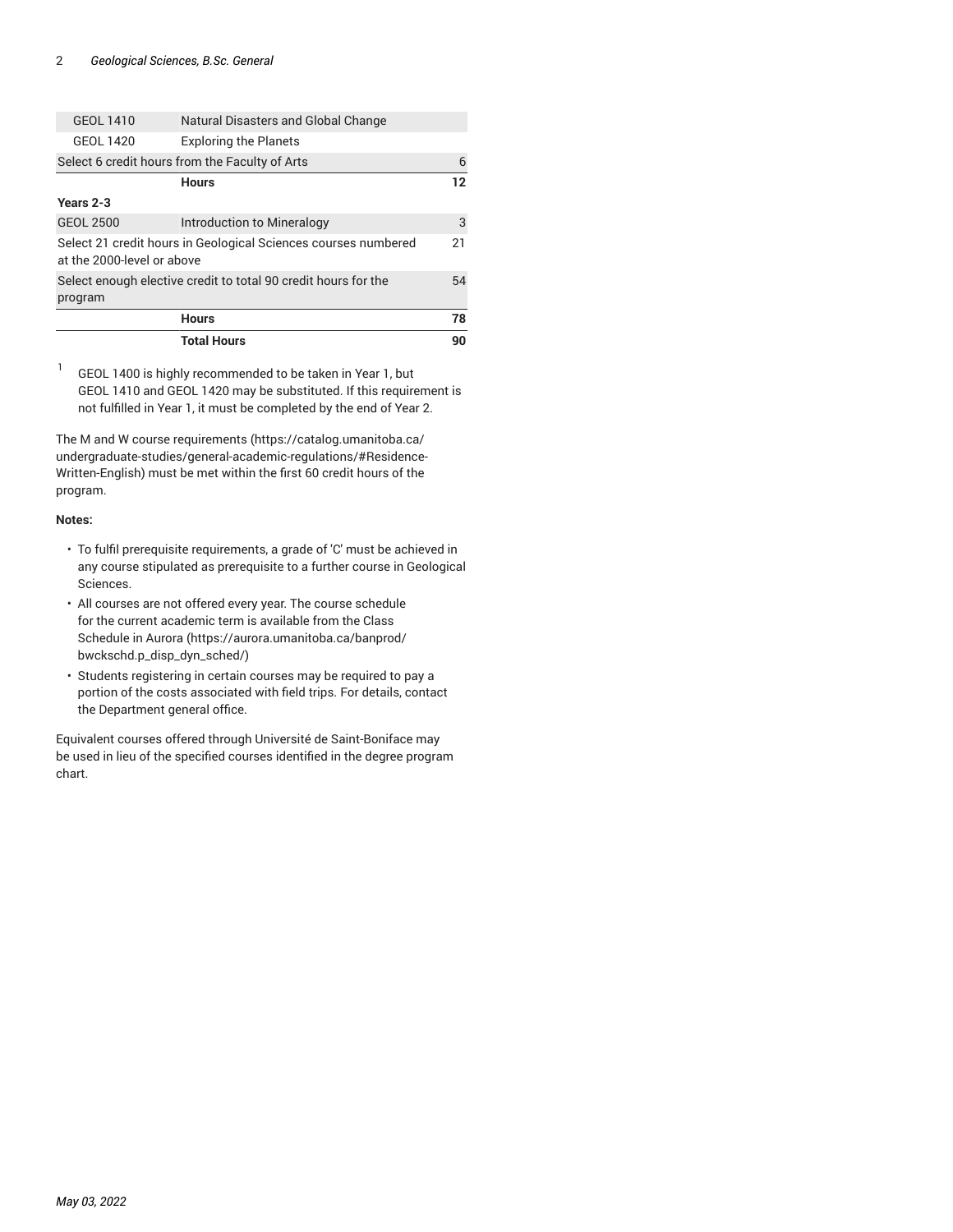| | | |
|---|---|---|
| GEOL 1410 | Natural Disasters and Global Change | |
| GEOL 1420 | Exploring the Planets | |
| Select 6 credit hours from the Faculty of Arts | | 6 |
| | **Hours** | **12** |
| **Years 2-3** | | |
| GEOL 2500 | Introduction to Mineralogy | 3 |
| Select 21 credit hours in Geological Sciences courses numbered at the 2000-level or above | | 21 |
| Select enough elective credit to total 90 credit hours for the program | | 54 |
| | **Hours** | **78** |
| | **Total Hours** | **90** |

[1] GEOL 1400 is highly recommended to be taken in Year 1, but GEOL 1410 and GEOL 1420 may be substituted. If this requirement is not fulfilled in Year 1, it must be completed by the end of Year 2.

The M and W course requirements (https://catalog.umanitoba.ca/undergraduate-studies/general-academic-regulations/#Residence-Written-English) must be met within the first 60 credit hours of the program.

**Notes:**

- To fulfil prerequisite requirements, a grade of 'C' must be achieved in any course stipulated as prerequisite to a further course in Geological Sciences.
- All courses are not offered every year. The course schedule for the current academic term is available from the Class Schedule in Aurora (https://aurora.umanitoba.ca/banprod/bwckschd.p_disp_dyn_sched/)
- Students registering in certain courses may be required to pay a portion of the costs associated with field trips. For details, contact the Department general office.

Equivalent courses offered through Université de Saint-Boniface may be used in lieu of the specified courses identified in the degree program chart.